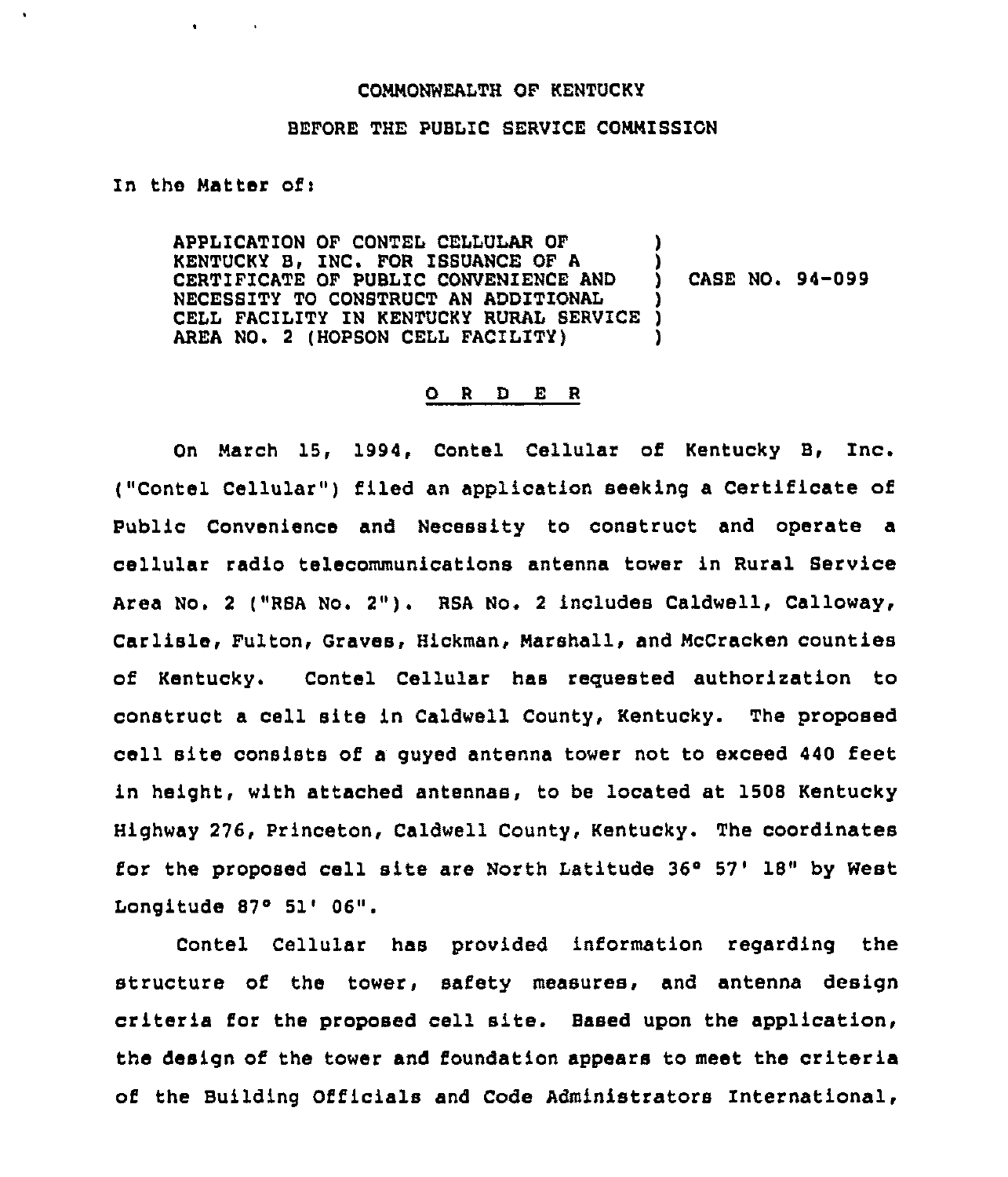COMMONWEALTH OF KENTUCKY

BEFORE THE PUBLIC SERVICE COMMISSION

In the Matter of:

APPLICATION OF CONTEL CELLULAR OF KENTUCKY B, INC. FOR ISSUANCE OF A CERTIFICATE OF PUBLIC CONVENIENCE AND NECESSITY TO CONSTRUCT AN ADDITIONAL CELL FACILITY IN KENTUCKY RURAL SERVICE AREA NO. 2 (HOPSON CELL FACILITY) ) CASE NO. 94-099

## O R D E R

On March 15, 1994, Contel Cellular of Kentucky B, Inc. ("Contel Cellular") filed an application seeking a Certificate of Public Convenience and Necessity to construct and operate a cellular radio telecommunications antenna tower in Rural Service Area No. 2 ("RSA No. 2"). RSA No. 2 includes Caldwell, Calloway, Carlisle, Fulton, Graves, Hickman, Marshall, and McCracken counties of Kentucky. Contel Cellular has requested authorization to construct a cell site in Caldwell County, Kentucky. The proposed cell site consists of a guyed antenna tower not to exceed 440 feet in height, with attached antennas, to be located at 1508 Kentucky Highway 276, Princeton, Caldwell County, Kentucky. The coordinates for the proposed cell site are North Latitude 36° 57' 18" by West Longitude 87° 51' 06".

Contel Cellular has provided information regarding the structure of the tower, safety measures, and antenna design criteria for the proposed cell site. Based upon the application, the design of the tower and foundation appears to meet the criteria of the Building Officials and Code Administrators International,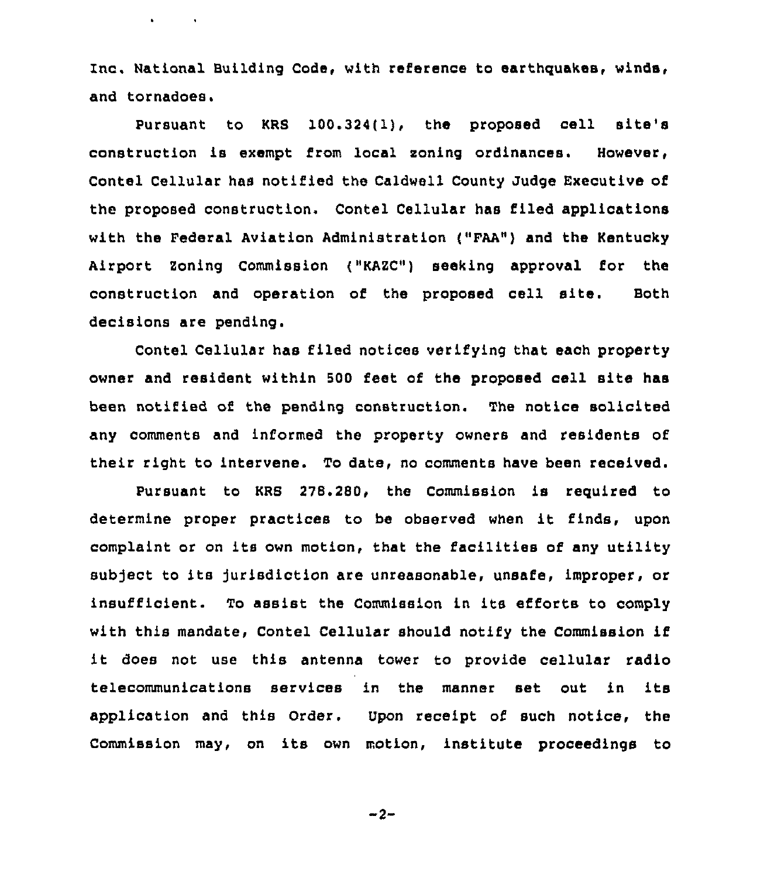Inc. National Building Code, with reference to earthquakes, winds, and tornadoes.

Pursuant to KRS 100.324(1), the proposed cell site's construction is exempt from local zoning ordinances. However, Contel Cellular has notified the Caldwell County Judge Executive of the proposed construction. Contel Cellular has filed applications with the Federal Aviation Administration ("FAA") and the Kentucky Airport Zoning Commission ("KAZC") seeking approval for the construction and operation of the proposed cell site. Both decisions are pending.

Contel Cellular has filed notices verifying that each property owner and resident within 500 feet of the proposed cell site has been notified of the pending construction. The notice solicited any comments and informed the property owners and residents of their right to intervene. To date, no comments have been received.

Pursuant to KRS 278.280, the Commission is required to determine proper practices to be observed when it finds, upon complaint or on its own motion, that the facilities of any utility subject to its jurisdiction are unreasonable, unsafe, improper, or insufficient. To assist the Commission in its efforts to comply with this mandate, Contel Cellular should notify the Commission if it does not use this antenna tower to provide cellular radio telecommunications services in the manner set out in its application and this Order. Upon receipt of such notice, the Commission may, on its own motion, institute proceedings to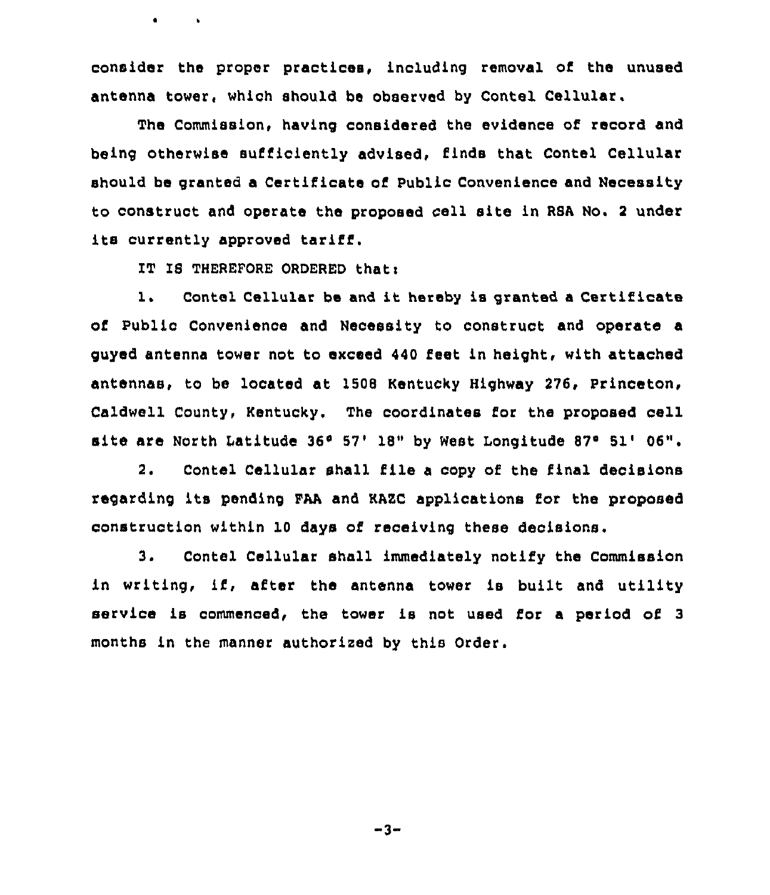consider the proper practices, including removal of the unused antenna tower, which should be observed by Contel Cellular.

The Commission, having considered the evidence of record and being otherwise sufficiently advised, finds that Contel Cellular should be granted a Certificate of Public Convenience and Necessity to construct and operate the proposed cell site in RSA No. 2 under its currently approved tariff.

IT IS THEREFORE ORDERED that:

1. Contel Cellular be and it hereby is granted a Certificate of Public Convenience and Necessity to construct and operate a guyed antenna tower not to exceed 440 feet in height, with attached antennas, to be located at 1508 Kentucky Highway 276, Princeton, Caldwell County, Kentucky. The coordinates for the proposed cell site are North Latitude 36° 57' 18" by West Longitude 87° 51' 06".

2. Contel Cellular shall file a copy of the final decisions regarding its pending FAA and KAZC applications for the proposed construction within 10 days of receiving these decisions.

3. Contel Cellular shall immediately notify the Commission in writing, if, after the antenna tower is built and utility service is commenced, the tower is not used for a period of 3 months in the manner authorized by this Order.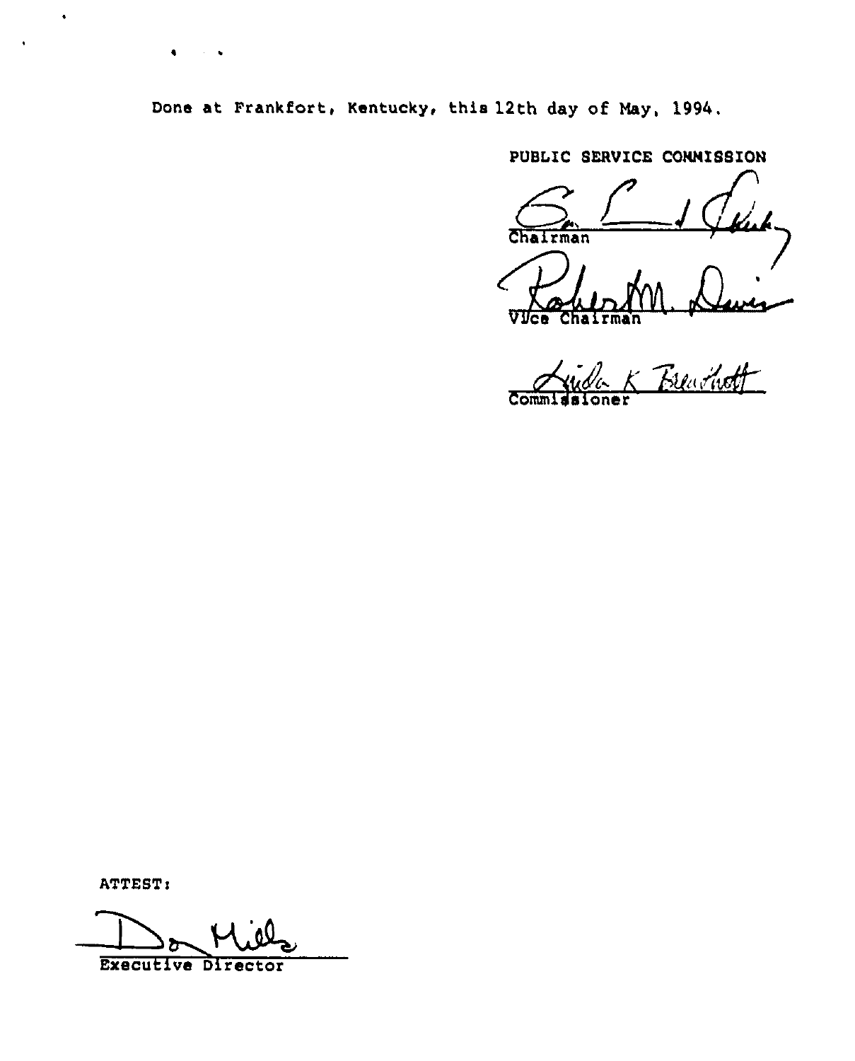Done at Frankfort, Kentucky, this 12th day of May, 1994.

PUBLIC SERVICE COMMISSION

Chairman

Vice Chairman

Commissioner

ATTEST:

Executive Director